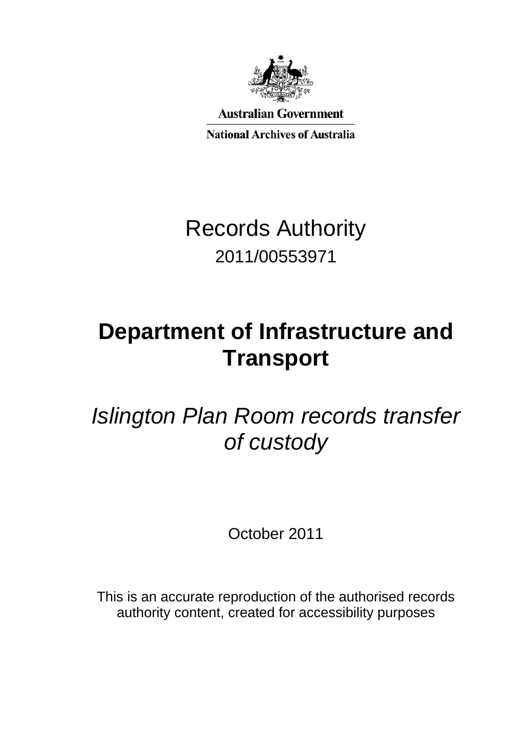Australian Government

National Archives of Australia

# Records Authority

2011/00553971

# Department of Infrastructure and Transport

## *Islington Plan Room records transfer of custody*

October 2011

This is an accurate reproduction of the authorised records authority content, created for accessibility purposes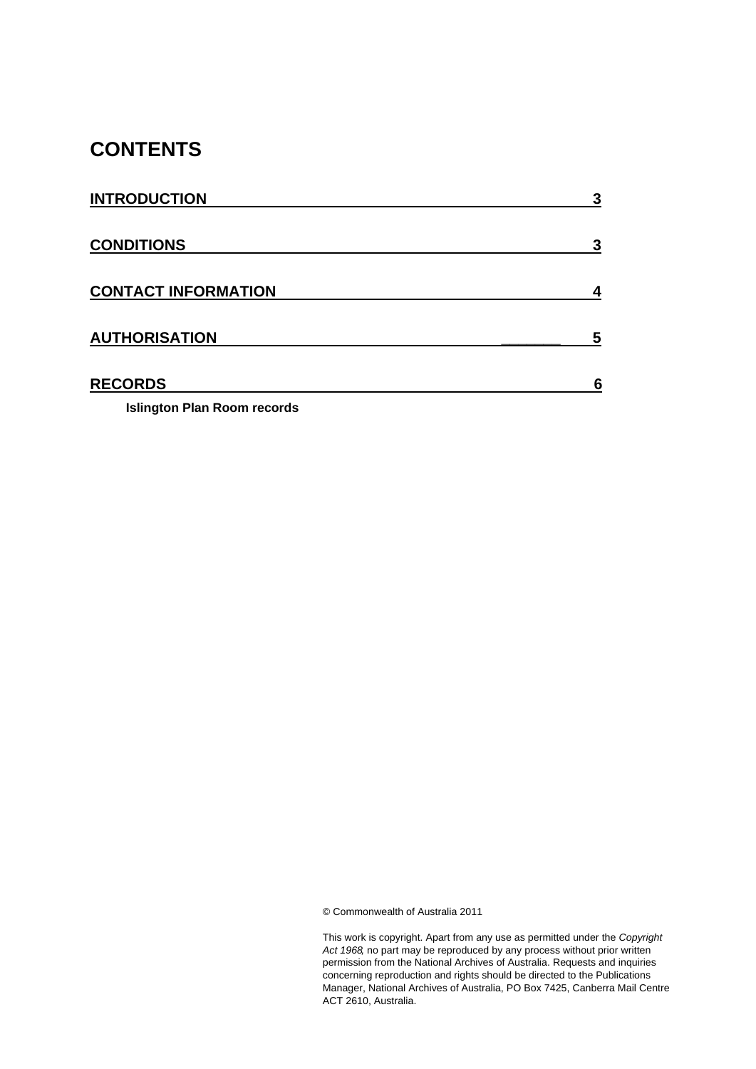# CONTENTS

| | |
|---|---|
| **INTRODUCTION** | **3** |
| **CONDITIONS** | **3** |
| **CONTACT INFORMATION** | **4** |
| **AUTHORISATION** | **5** |
| **RECORDS** | **6** |

**Islington Plan Room records**

© Commonwealth of Australia 2011

This work is copyright. Apart from any use as permitted under the *Copyright Act 1968*, no part may be reproduced by any process without prior written permission from the National Archives of Australia. Requests and inquiries concerning reproduction and rights should be directed to the Publications Manager, National Archives of Australia, PO Box 7425, Canberra Mail Centre ACT 2610, Australia.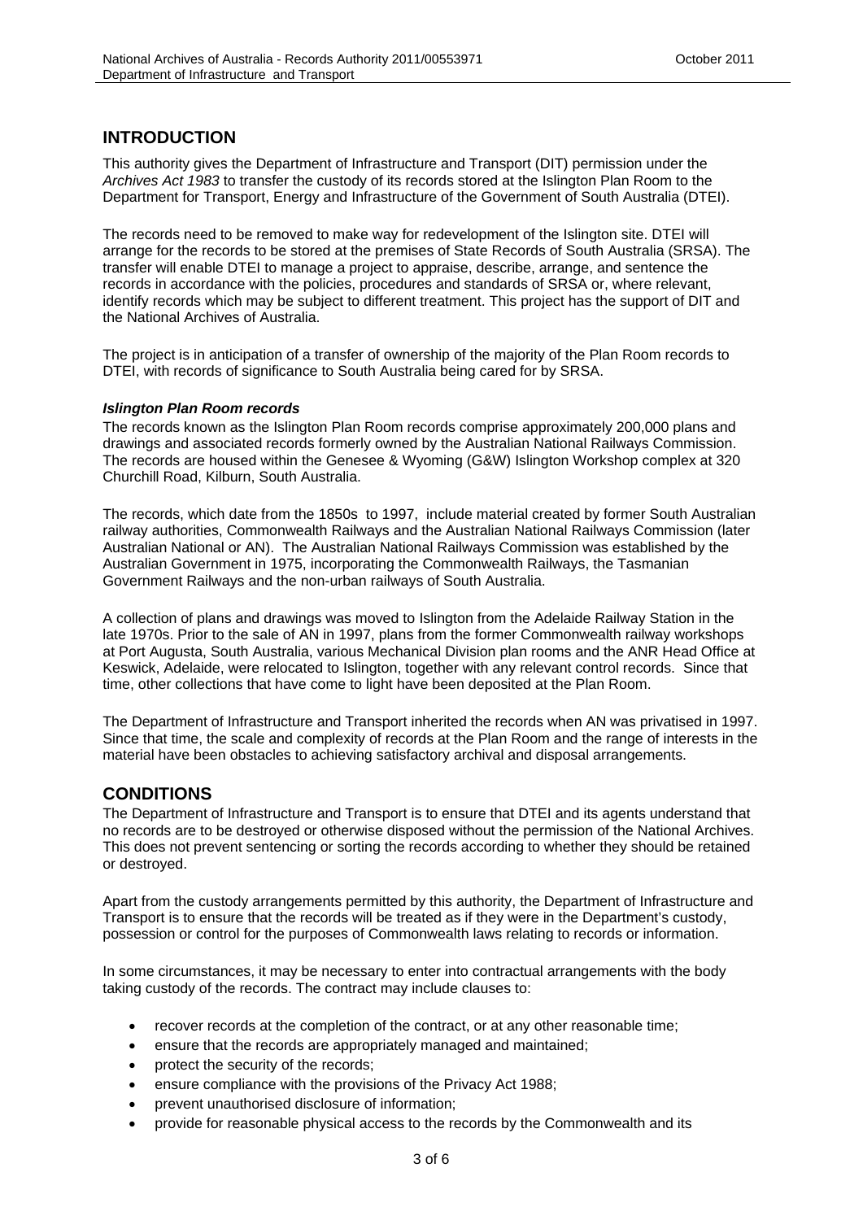## INTRODUCTION

This authority gives the Department of Infrastructure and Transport (DIT) permission under the *Archives Act 1983* to transfer the custody of its records stored at the Islington Plan Room to the Department for Transport, Energy and Infrastructure of the Government of South Australia (DTEI).

The records need to be removed to make way for redevelopment of the Islington site. DTEI will arrange for the records to be stored at the premises of State Records of South Australia (SRSA). The transfer will enable DTEI to manage a project to appraise, describe, arrange, and sentence the records in accordance with the policies, procedures and standards of SRSA or, where relevant, identify records which may be subject to different treatment. This project has the support of DIT and the National Archives of Australia.

The project is in anticipation of a transfer of ownership of the majority of the Plan Room records to DTEI, with records of significance to South Australia being cared for by SRSA.

### *Islington Plan Room records*

The records known as the Islington Plan Room records comprise approximately 200,000 plans and drawings and associated records formerly owned by the Australian National Railways Commission. The records are housed within the Genesee & Wyoming (G&W) Islington Workshop complex at 320 Churchill Road, Kilburn, South Australia.

The records, which date from the 1850s to 1997, include material created by former South Australian railway authorities, Commonwealth Railways and the Australian National Railways Commission (later Australian National or AN). The Australian National Railways Commission was established by the Australian Government in 1975, incorporating the Commonwealth Railways, the Tasmanian Government Railways and the non-urban railways of South Australia.

A collection of plans and drawings was moved to Islington from the Adelaide Railway Station in the late 1970s. Prior to the sale of AN in 1997, plans from the former Commonwealth railway workshops at Port Augusta, South Australia, various Mechanical Division plan rooms and the ANR Head Office at Keswick, Adelaide, were relocated to Islington, together with any relevant control records. Since that time, other collections that have come to light have been deposited at the Plan Room.

The Department of Infrastructure and Transport inherited the records when AN was privatised in 1997. Since that time, the scale and complexity of records at the Plan Room and the range of interests in the material have been obstacles to achieving satisfactory archival and disposal arrangements.

## CONDITIONS

The Department of Infrastructure and Transport is to ensure that DTEI and its agents understand that no records are to be destroyed or otherwise disposed without the permission of the National Archives. This does not prevent sentencing or sorting the records according to whether they should be retained or destroyed.

Apart from the custody arrangements permitted by this authority, the Department of Infrastructure and Transport is to ensure that the records will be treated as if they were in the Department's custody, possession or control for the purposes of Commonwealth laws relating to records or information.

In some circumstances, it may be necessary to enter into contractual arrangements with the body taking custody of the records. The contract may include clauses to:

- recover records at the completion of the contract, or at any other reasonable time;
- ensure that the records are appropriately managed and maintained;
- protect the security of the records;
- ensure compliance with the provisions of the Privacy Act 1988;
- prevent unauthorised disclosure of information;
- provide for reasonable physical access to the records by the Commonwealth and its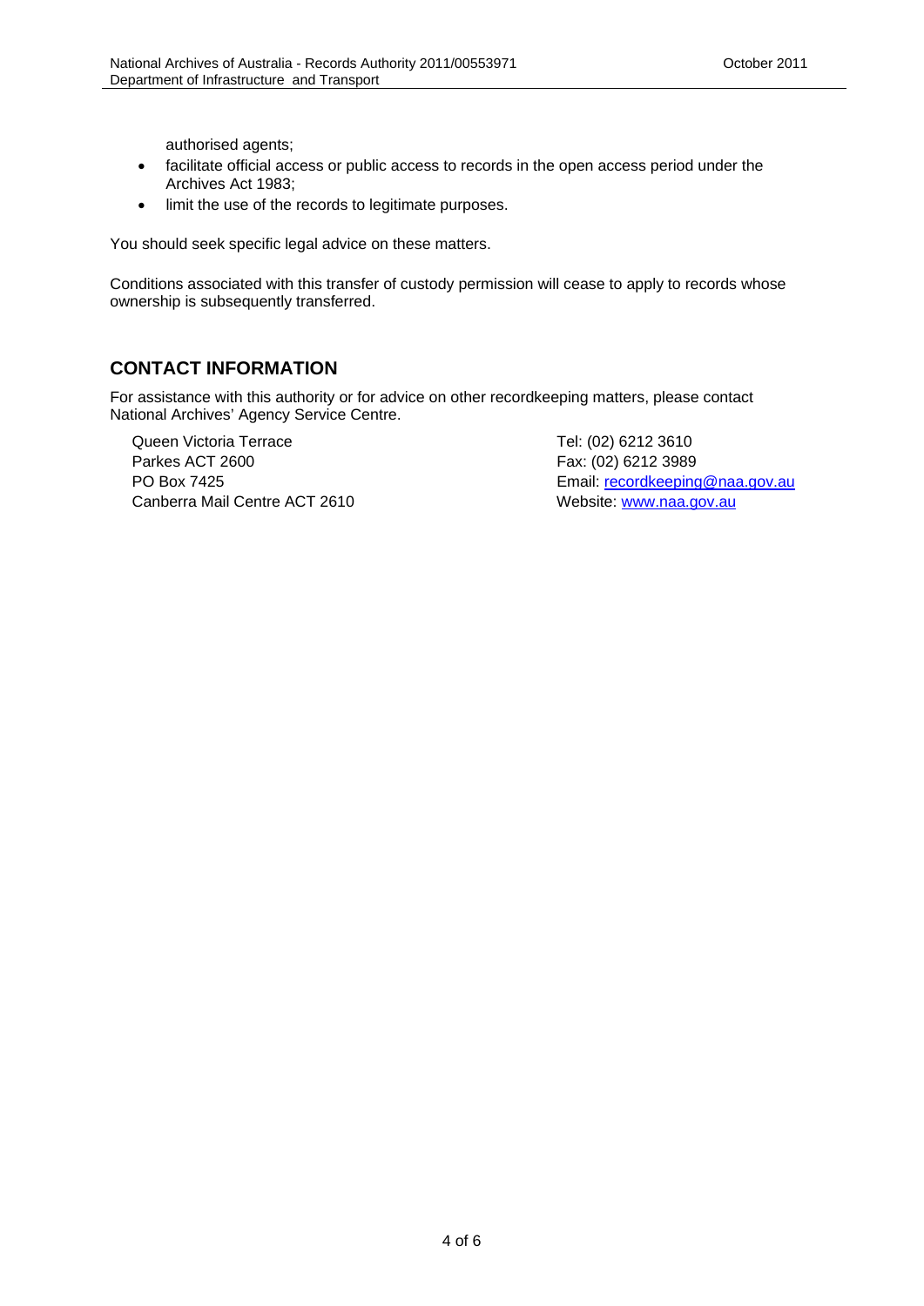authorised agents;

- facilitate official access or public access to records in the open access period under the Archives Act 1983;
- limit the use of the records to legitimate purposes.

You should seek specific legal advice on these matters.

Conditions associated with this transfer of custody permission will cease to apply to records whose ownership is subsequently transferred.

## CONTACT INFORMATION

For assistance with this authority or for advice on other recordkeeping matters, please contact National Archives' Agency Service Centre.

Queen Victoria Terrace
Parkes ACT 2600
PO Box 7425
Canberra Mail Centre ACT 2610

Tel: (02) 6212 3610
Fax: (02) 6212 3989
Email: recordkeeping@naa.gov.au
Website: www.naa.gov.au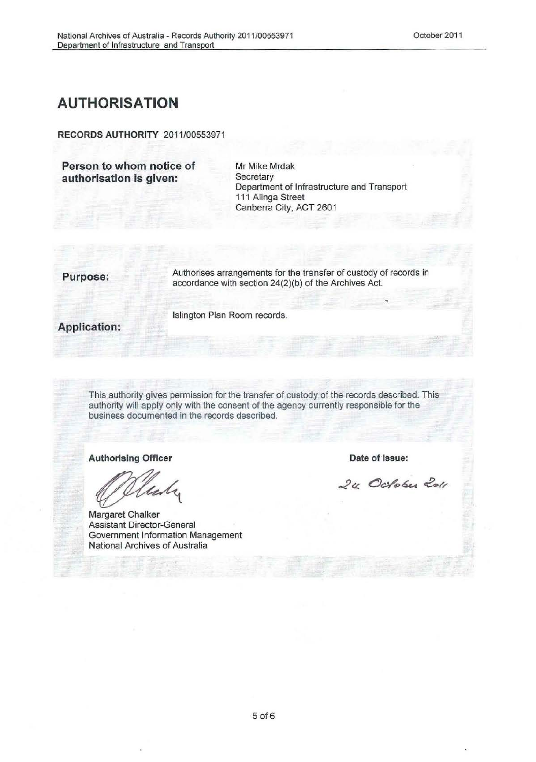# AUTHORISATION

**RECORDS AUTHORITY** 2011/00553971

| | |
|---|---|
| **Person to whom notice of authorisation is given:** | Mr Mike Mrdak<br>Secretary<br>Department of Infrastructure and Transport<br>111 Alinga Street<br>Canberra City, ACT 2601 |

| | |
|---|---|
| **Purpose:** | Authorises arrangements for the transfer of custody of records in accordance with section 24(2)(b) of the Archives Act. |
| **Application:** | Islington Plan Room records. |

This authority gives permission for the transfer of custody of the records described. This authority will apply only with the consent of the agency currently responsible for the business documented in the records described.

**Authorising Officer**

Margaret Chalker
Assistant Director-General
Government Information Management
National Archives of Australia

**Date of issue:**

24 October 2011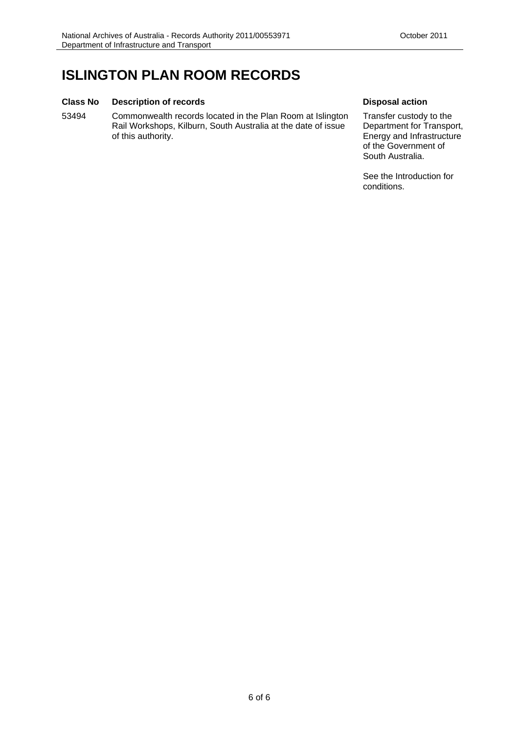# ISLINGTON PLAN ROOM RECORDS

| Class No | Description of records | Disposal action |
|---|---|---|
| 53494 | Commonwealth records located in the Plan Room at Islington Rail Workshops, Kilburn, South Australia at the date of issue of this authority. | Transfer custody to the Department for Transport, Energy and Infrastructure of the Government of South Australia.<br><br>See the Introduction for conditions. |